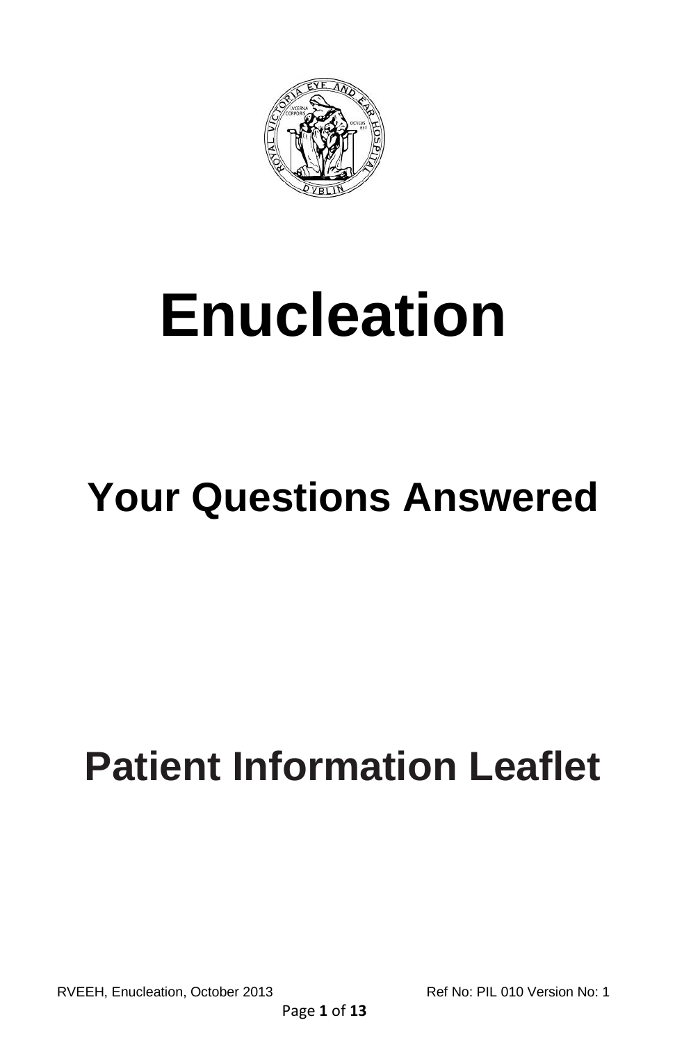# Enucleation

## Your Questions Answered

## Patient Information Leaflet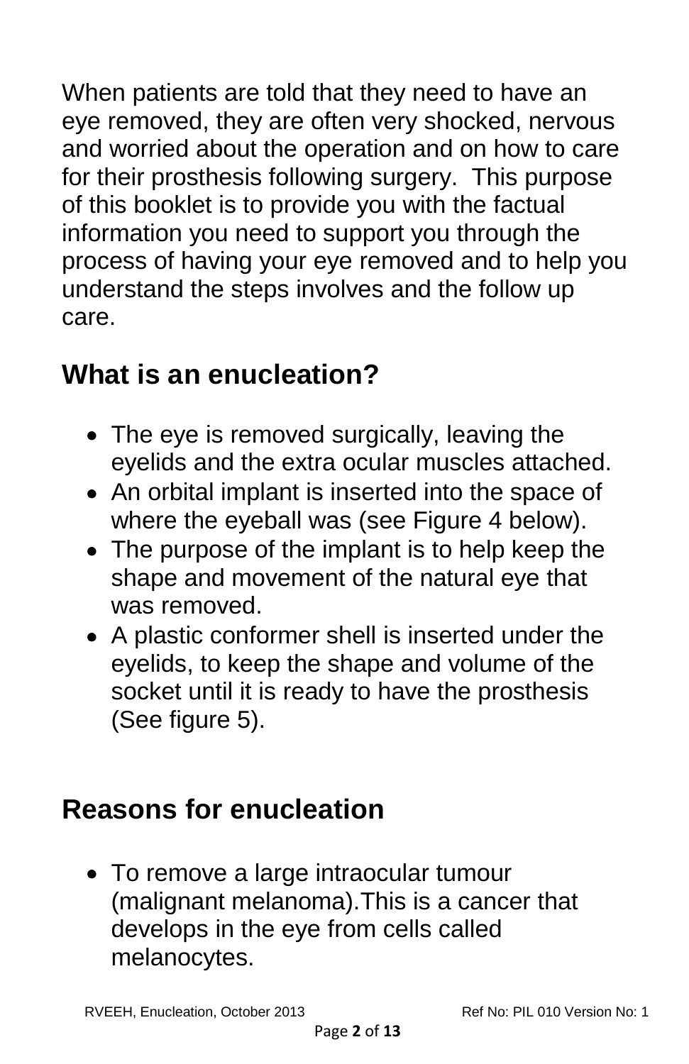When patients are told that they need to have an eye removed, they are often very shocked, nervous and worried about the operation and on how to care for their prosthesis following surgery. This purpose of this booklet is to provide you with the factual information you need to support you through the process of having your eye removed and to help you understand the steps involves and the follow up care.

## What is an enucleation?

- The eye is removed surgically, leaving the eyelids and the extra ocular muscles attached.
- An orbital implant is inserted into the space of where the eyeball was (see Figure 4 below).
- The purpose of the implant is to help keep the shape and movement of the natural eye that was removed.
- A plastic conformer shell is inserted under the eyelids, to keep the shape and volume of the socket until it is ready to have the prosthesis (See figure 5).

## Reasons for enucleation

- To remove a large intraocular tumour (malignant melanoma).This is a cancer that develops in the eye from cells called melanocytes.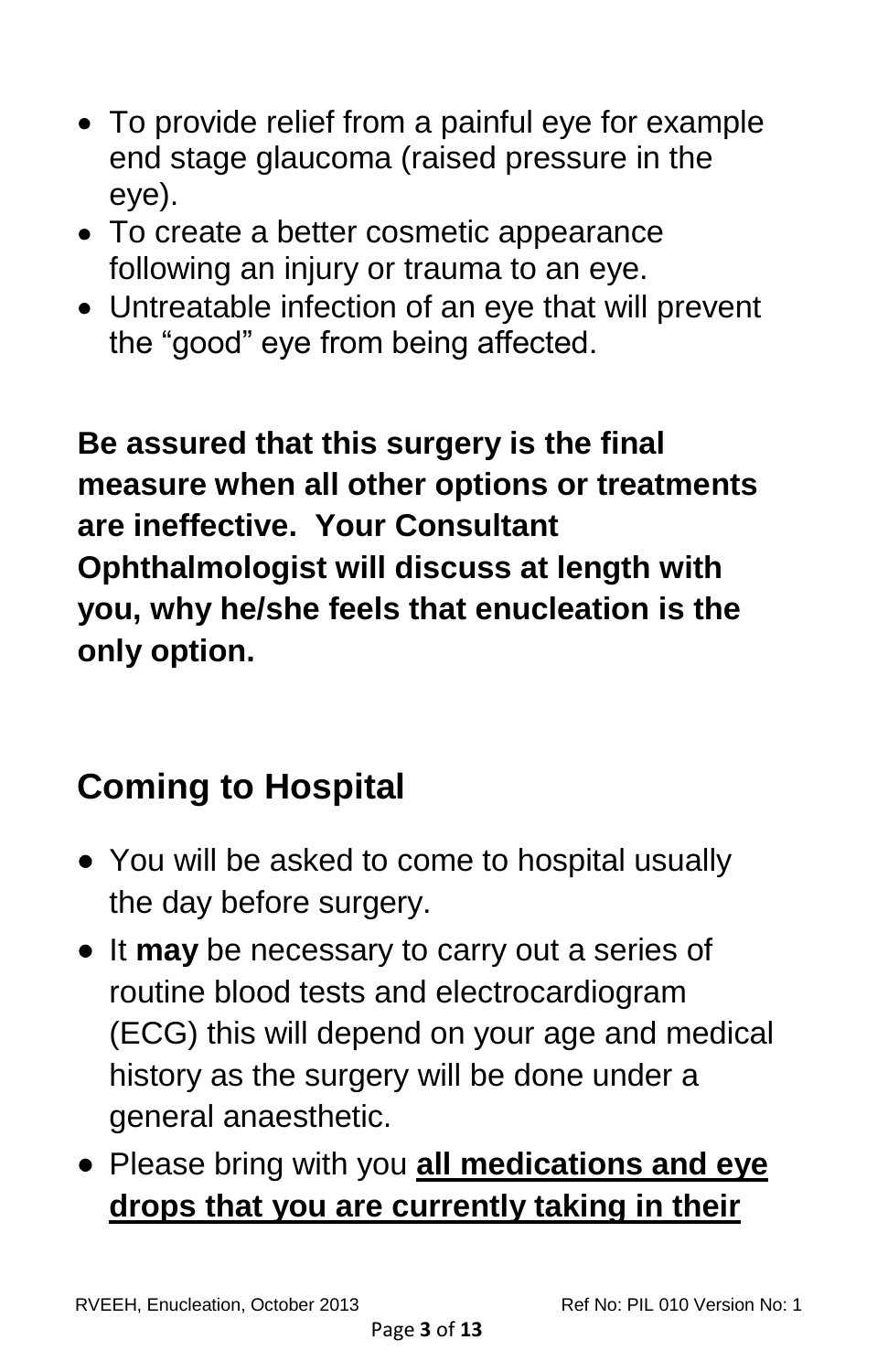- To provide relief from a painful eye for example end stage glaucoma (raised pressure in the eye).
- To create a better cosmetic appearance following an injury or trauma to an eye.
- Untreatable infection of an eye that will prevent the "good" eye from being affected.

**Be assured that this surgery is the final measure when all other options or treatments are ineffective. Your Consultant Ophthalmologist will discuss at length with you, why he/she feels that enucleation is the only option.**

## Coming to Hospital

- You will be asked to come to hospital usually the day before surgery.
- It **may** be necessary to carry out a series of routine blood tests and electrocardiogram (ECG) this will depend on your age and medical history as the surgery will be done under a general anaesthetic.
- Please bring with you **<u>all medications and eye drops that you are currently taking in their</u>**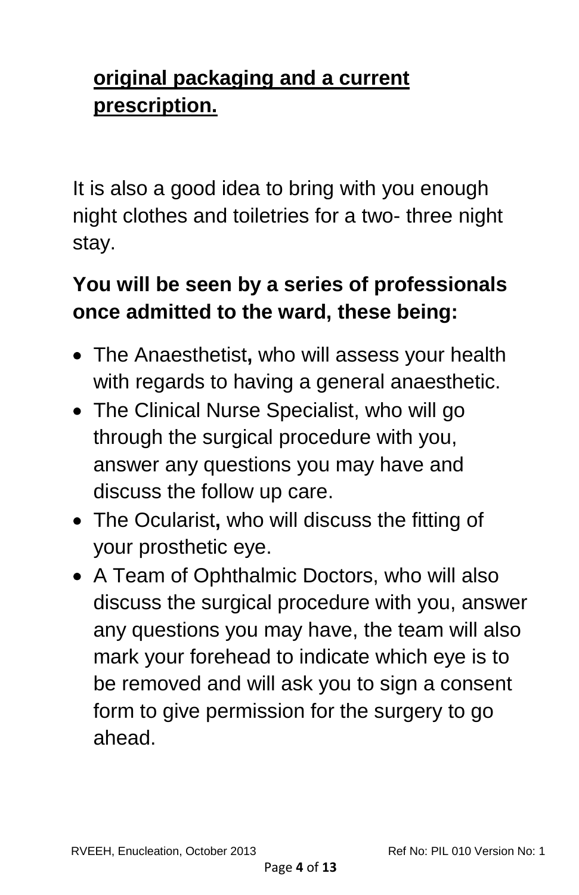**original packaging and a current prescription.**

It is also a good idea to bring with you enough night clothes and toiletries for a two- three night stay.

**You will be seen by a series of professionals once admitted to the ward, these being:**

- The Anaesthetist**,** who will assess your health with regards to having a general anaesthetic.
- The Clinical Nurse Specialist, who will go through the surgical procedure with you, answer any questions you may have and discuss the follow up care.
- The Ocularist**,** who will discuss the fitting of your prosthetic eye.
- A Team of Ophthalmic Doctors, who will also discuss the surgical procedure with you, answer any questions you may have, the team will also mark your forehead to indicate which eye is to be removed and will ask you to sign a consent form to give permission for the surgery to go ahead.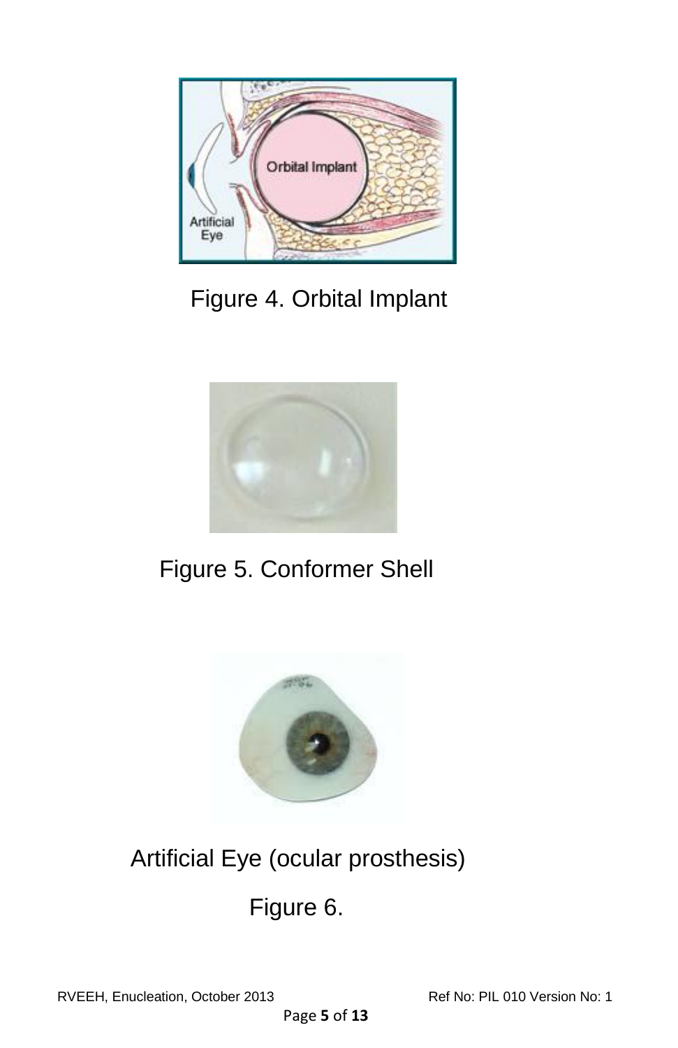Figure 4. Orbital Implant

Figure 5. Conformer Shell

Artificial Eye (ocular prosthesis)

Figure 6.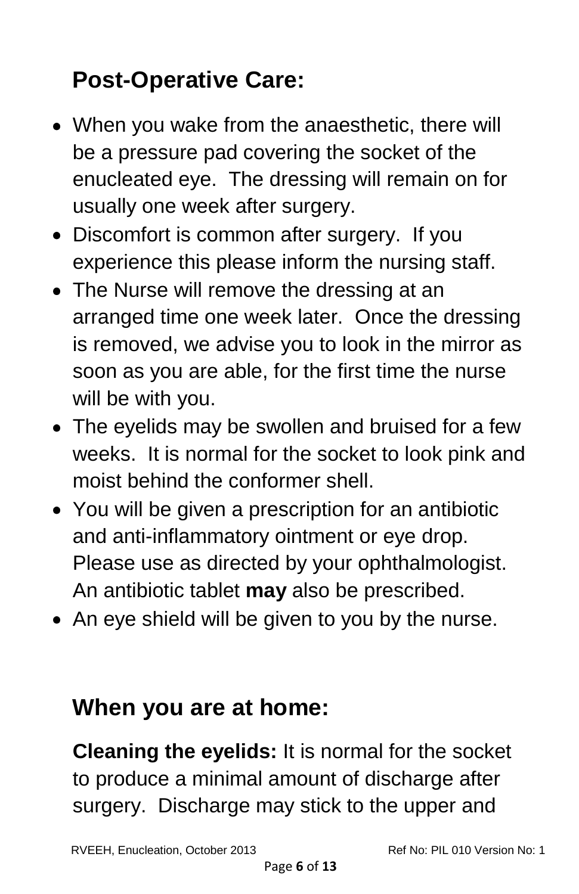## Post-Operative Care:

- When you wake from the anaesthetic, there will be a pressure pad covering the socket of the enucleated eye. The dressing will remain on for usually one week after surgery.
- Discomfort is common after surgery. If you experience this please inform the nursing staff.
- The Nurse will remove the dressing at an arranged time one week later. Once the dressing is removed, we advise you to look in the mirror as soon as you are able, for the first time the nurse will be with you.
- The eyelids may be swollen and bruised for a few weeks. It is normal for the socket to look pink and moist behind the conformer shell.
- You will be given a prescription for an antibiotic and anti-inflammatory ointment or eye drop. Please use as directed by your ophthalmologist. An antibiotic tablet **may** also be prescribed.
- An eye shield will be given to you by the nurse.

## When you are at home:

**Cleaning the eyelids:** It is normal for the socket to produce a minimal amount of discharge after surgery. Discharge may stick to the upper and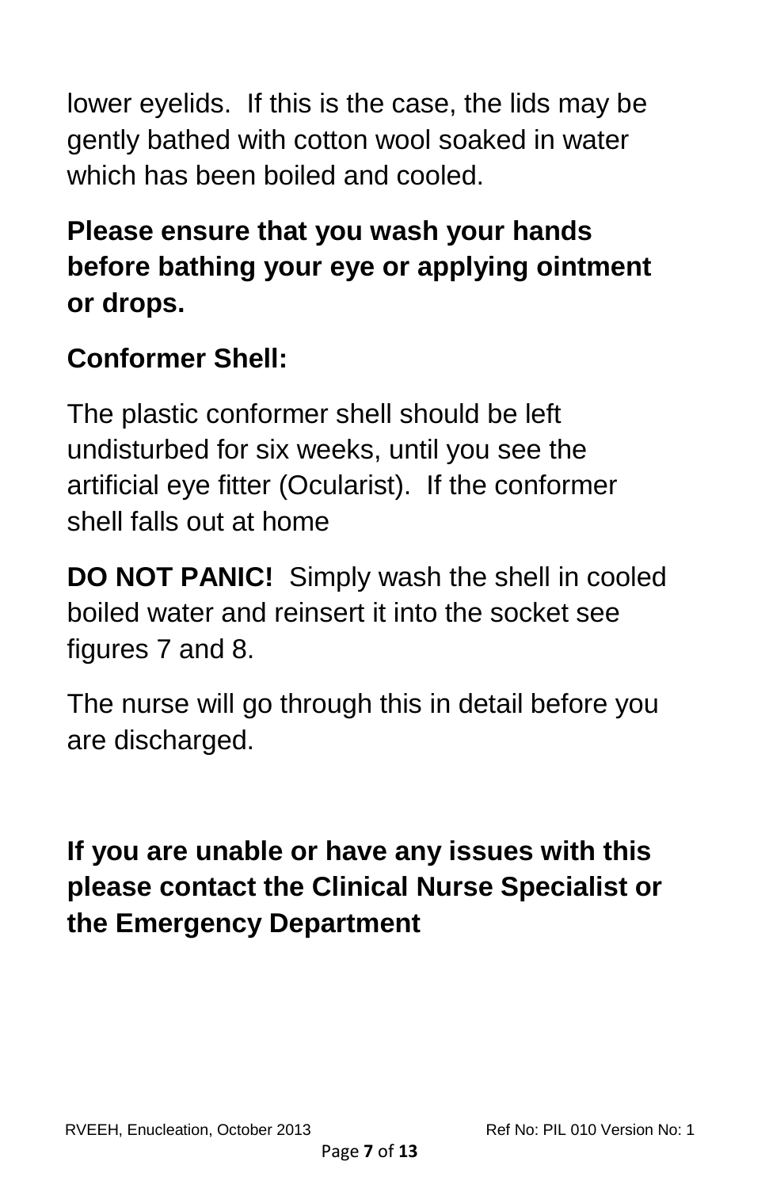lower eyelids.  If this is the case, the lids may be gently bathed with cotton wool soaked in water which has been boiled and cooled.

**Please ensure that you wash your hands before bathing your eye or applying ointment or drops.**

**Conformer Shell:**

The plastic conformer shell should be left undisturbed for six weeks, until you see the artificial eye fitter (Ocularist).  If the conformer shell falls out at home

**DO NOT PANIC!**  Simply wash the shell in cooled boiled water and reinsert it into the socket see figures 7 and 8.

The nurse will go through this in detail before you are discharged.

**If you are unable or have any issues with this please contact the Clinical Nurse Specialist or the Emergency Department**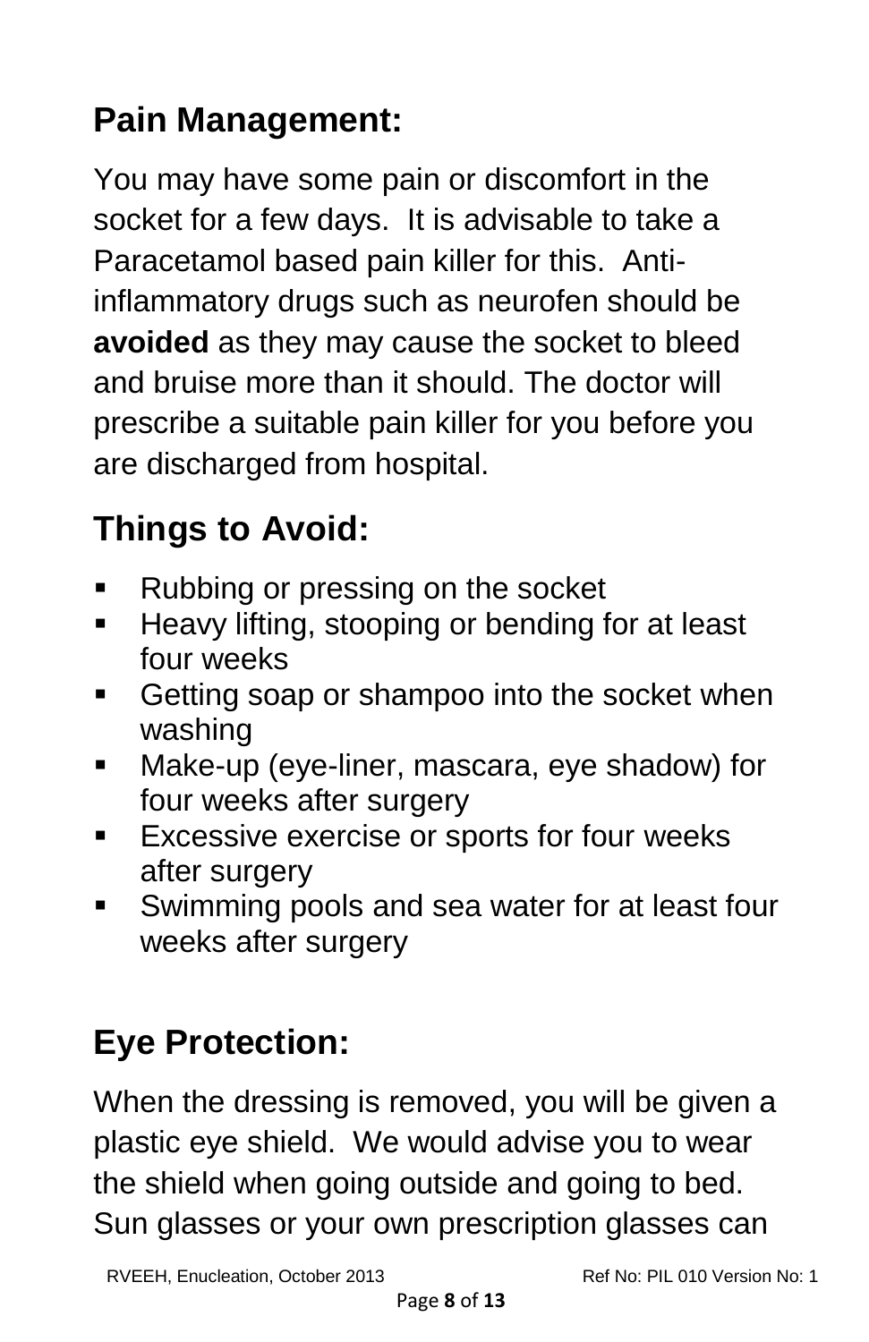## Pain Management:

You may have some pain or discomfort in the socket for a few days. It is advisable to take a Paracetamol based pain killer for this. Anti-inflammatory drugs such as neurofen should be **avoided** as they may cause the socket to bleed and bruise more than it should. The doctor will prescribe a suitable pain killer for you before you are discharged from hospital.

## Things to Avoid:

- Rubbing or pressing on the socket
- Heavy lifting, stooping or bending for at least four weeks
- Getting soap or shampoo into the socket when washing
- Make-up (eye-liner, mascara, eye shadow) for four weeks after surgery
- Excessive exercise or sports for four weeks after surgery
- Swimming pools and sea water for at least four weeks after surgery

## Eye Protection:

When the dressing is removed, you will be given a plastic eye shield. We would advise you to wear the shield when going outside and going to bed. Sun glasses or your own prescription glasses can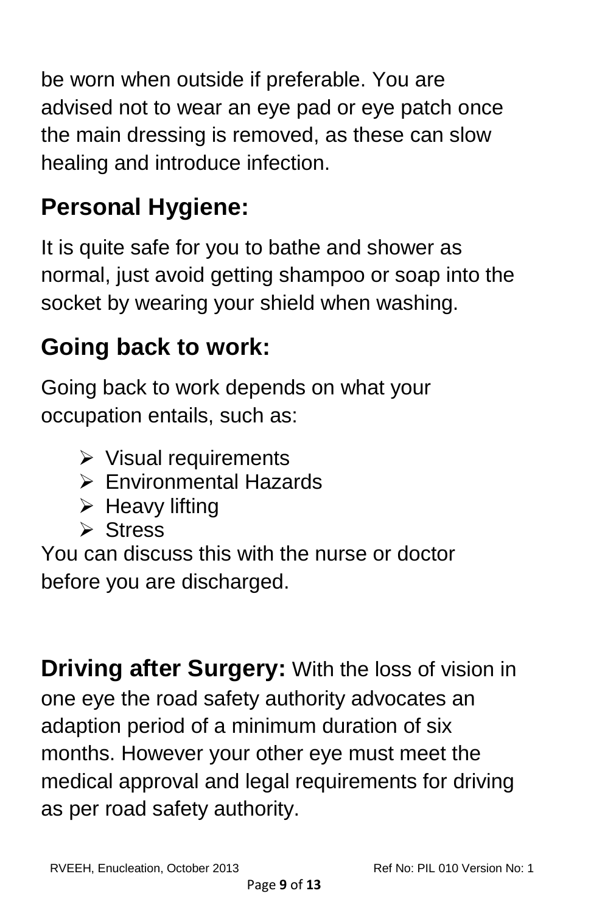be worn when outside if preferable. You are advised not to wear an eye pad or eye patch once the main dressing is removed, as these can slow healing and introduce infection.

## Personal Hygiene:

It is quite safe for you to bathe and shower as normal, just avoid getting shampoo or soap into the socket by wearing your shield when washing.

## Going back to work:

Going back to work depends on what your occupation entails, such as:

- Visual requirements
- Environmental Hazards
- Heavy lifting
- Stress

You can discuss this with the nurse or doctor before you are discharged.

**Driving after Surgery:** With the loss of vision in one eye the road safety authority advocates an adaption period of a minimum duration of six months. However your other eye must meet the medical approval and legal requirements for driving as per road safety authority.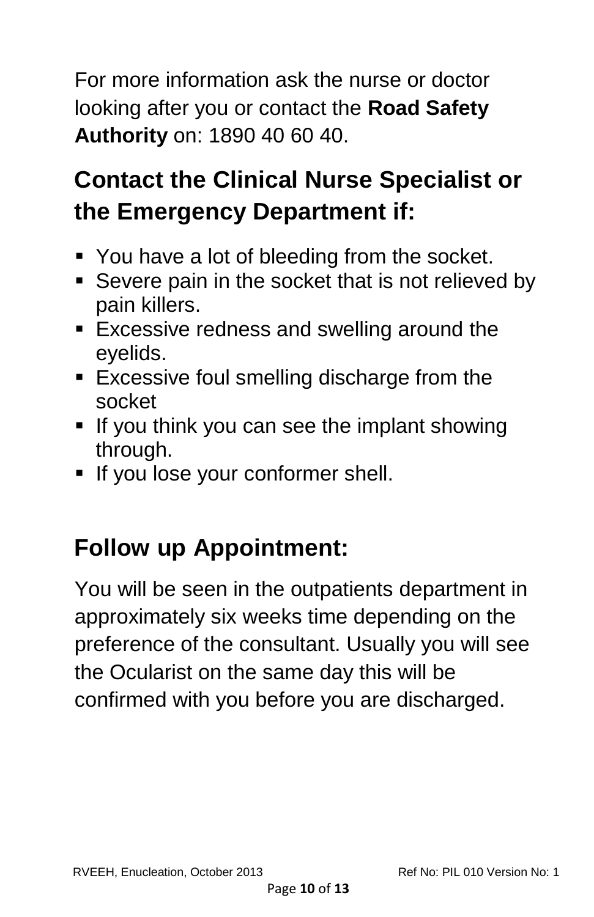For more information ask the nurse or doctor looking after you or contact the **Road Safety Authority** on: 1890 40 60 40.

## Contact the Clinical Nurse Specialist or the Emergency Department if:

- You have a lot of bleeding from the socket.
- Severe pain in the socket that is not relieved by pain killers.
- Excessive redness and swelling around the eyelids.
- Excessive foul smelling discharge from the socket
- If you think you can see the implant showing through.
- If you lose your conformer shell.

## Follow up Appointment:

You will be seen in the outpatients department in approximately six weeks time depending on the preference of the consultant. Usually you will see the Ocularist on the same day this will be confirmed with you before you are discharged.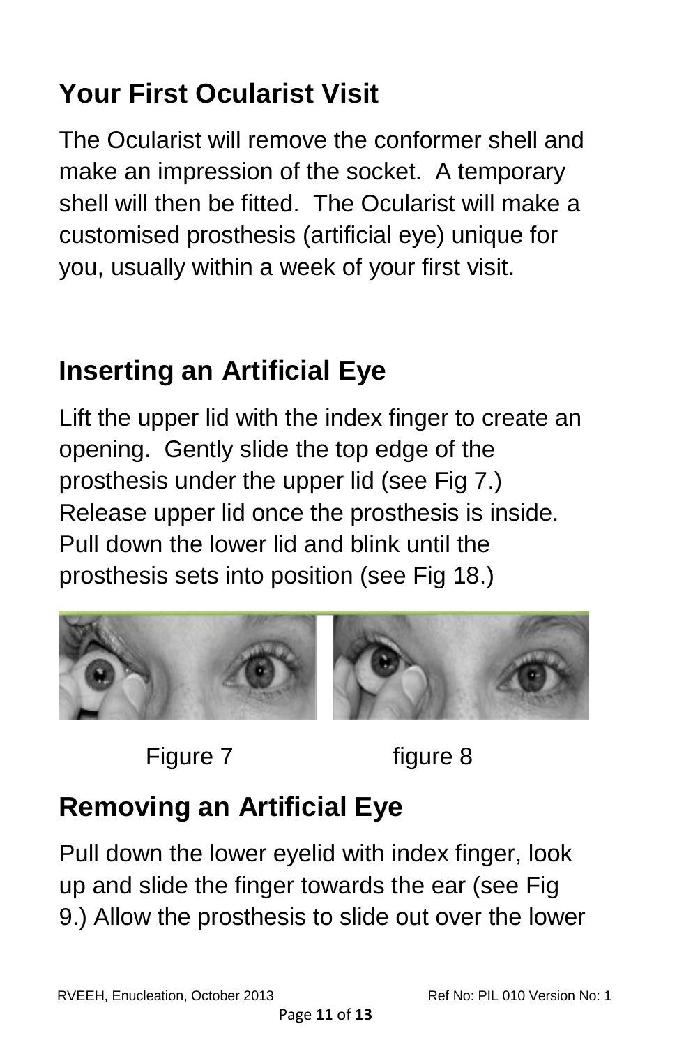## Your First Ocularist Visit

The Ocularist will remove the conformer shell and make an impression of the socket. A temporary shell will then be fitted. The Ocularist will make a customised prosthesis (artificial eye) unique for you, usually within a week of your first visit.

## Inserting an Artificial Eye

Lift the upper lid with the index finger to create an opening. Gently slide the top edge of the prosthesis under the upper lid (see Fig 7.) Release upper lid once the prosthesis is inside. Pull down the lower lid and blink until the prosthesis sets into position (see Fig 18.)

Figure 7 figure 8

## Removing an Artificial Eye

Pull down the lower eyelid with index finger, look up and slide the finger towards the ear (see Fig 9.) Allow the prosthesis to slide out over the lower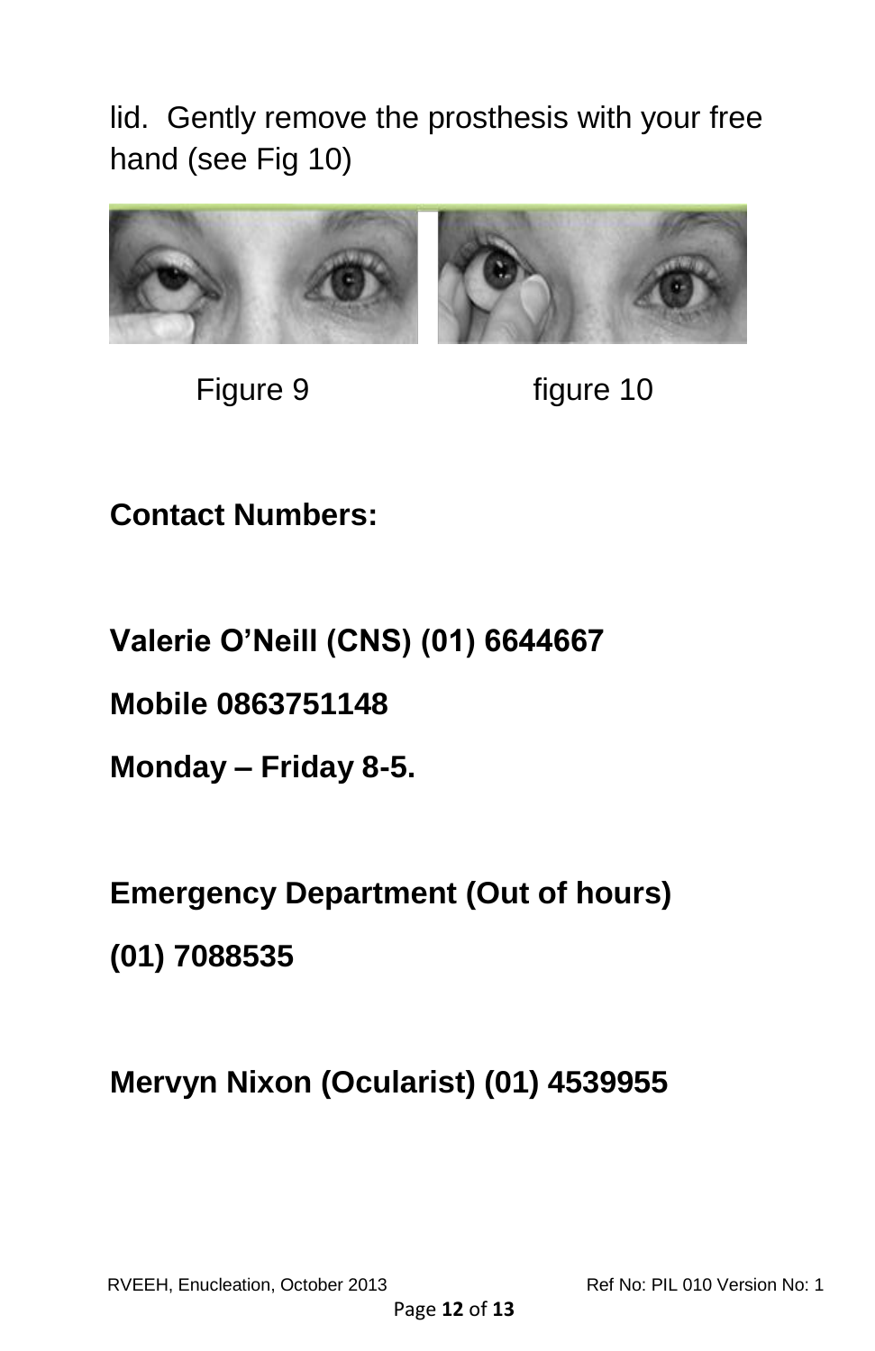lid. Gently remove the prosthesis with your free hand (see Fig 10)

Figure 9 figure 10

**Contact Numbers:**

**Valerie O'Neill (CNS) (01) 6644667**

**Mobile 0863751148**

**Monday – Friday 8-5.**

**Emergency Department (Out of hours)**

**(01) 7088535**

**Mervyn Nixon (Ocularist) (01) 4539955**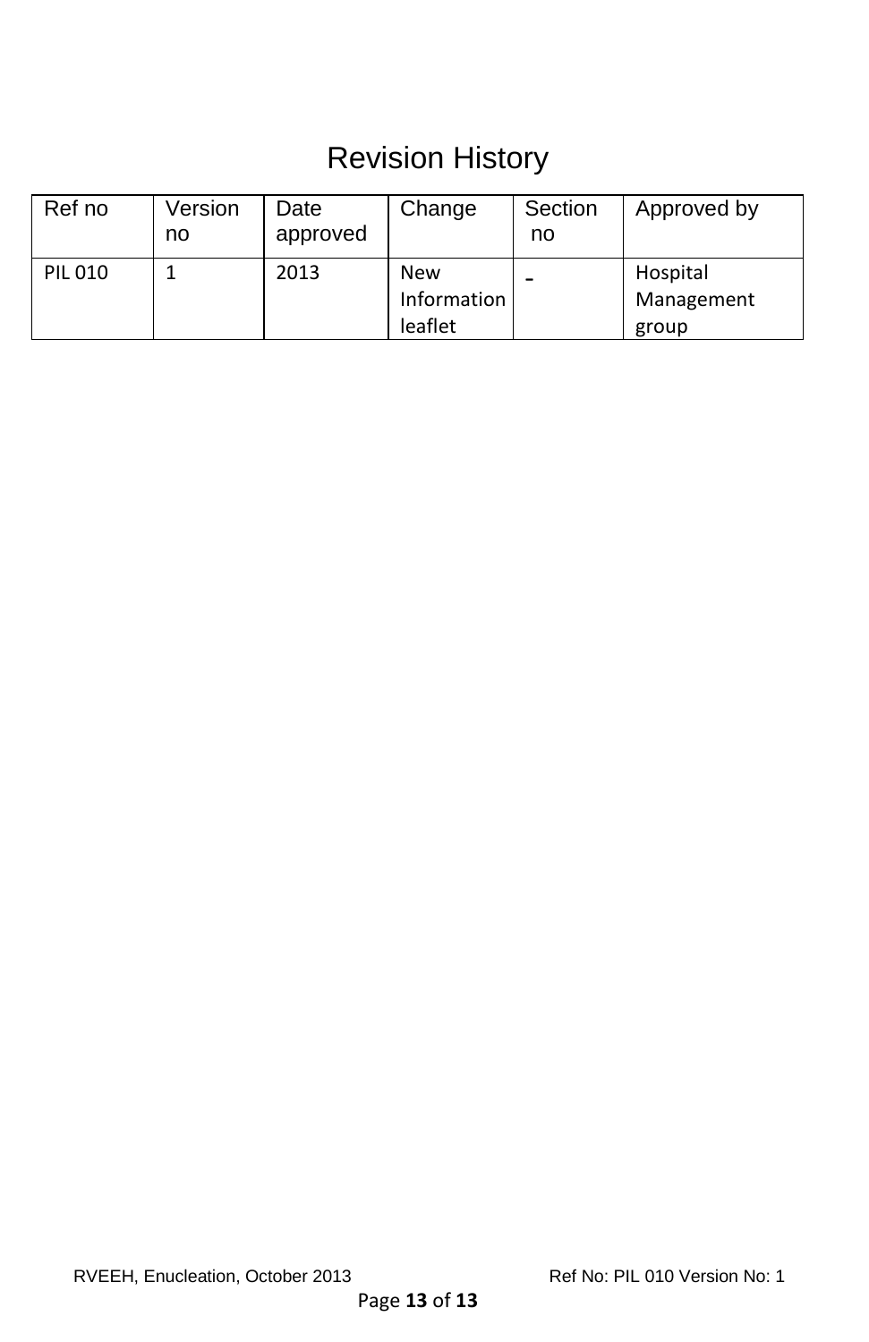# Revision History

| Ref no | Version no | Date approved | Change | Section no | Approved by |
|---|---|---|---|---|---|
| PIL 010 | 1 | 2013 | New Information leaflet | - | Hospital Management group |